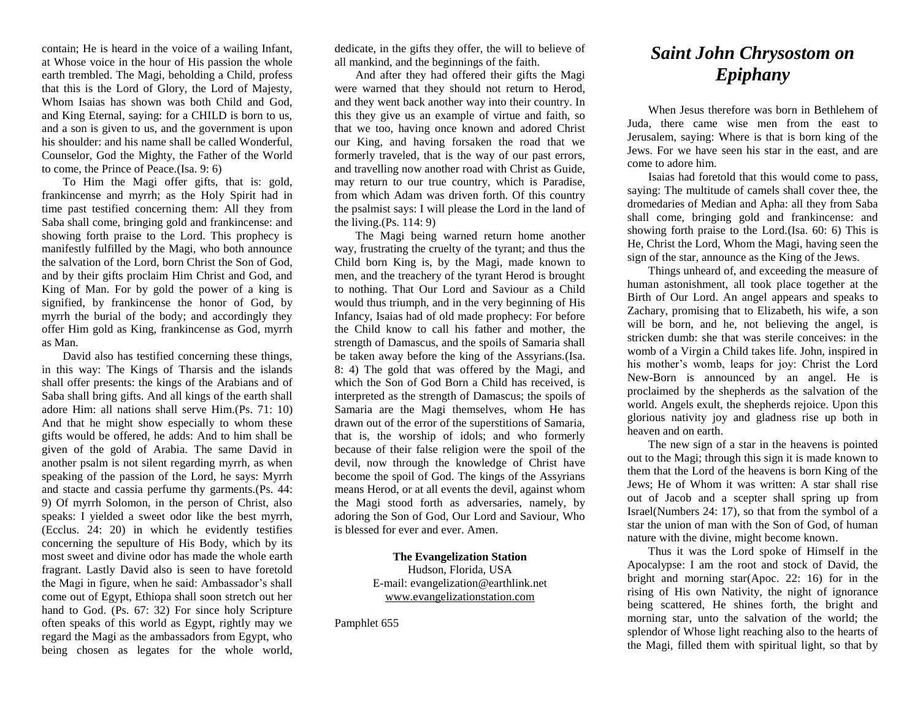contain; He is heard in the voice of a wailing Infant, at Whose voice in the hour of His passion the whole earth trembled. The Magi, beholding a Child, profess that this is the Lord of Glory, the Lord of Majesty, Whom Isaias has shown was both Child and God, and King Eternal, saying: for a CHILD is born to us, and a son is given to us, and the government is upon his shoulder: and his name shall be called Wonderful, Counselor, God the Mighty, the Father of the World to come, the Prince of Peace.(Isa. 9: 6)

To Him the Magi offer gifts, that is: gold, frankincense and myrrh; as the Holy Spirit had in time past testified concerning them: All they from Saba shall come, bringing gold and frankincense: and showing forth praise to the Lord. This prophecy is manifestly fulfilled by the Magi, who both announce the salvation of the Lord, born Christ the Son of God, and by their gifts proclaim Him Christ and God, and King of Man. For by gold the power of a king is signified, by frankincense the honor of God, by myrrh the burial of the body; and accordingly they offer Him gold as King, frankincense as God, myrrh as Man.

David also has testified concerning these things, in this way: The Kings of Tharsis and the islands shall offer presents: the kings of the Arabians and of Saba shall bring gifts. And all kings of the earth shall adore Him: all nations shall serve Him.(Ps. 71: 10) And that he might show especially to whom these gifts would be offered, he adds: And to him shall be given of the gold of Arabia. The same David in another psalm is not silent regarding myrrh, as when speaking of the passion of the Lord, he says: Myrrh and stacte and cassia perfume thy garments.(Ps. 44: 9) Of myrrh Solomon, in the person of Christ, also speaks: I yielded a sweet odor like the best myrrh, (Ecclus. 24: 20) in which he evidently testifies concerning the sepulture of His Body, which by its most sweet and divine odor has made the whole earth fragrant. Lastly David also is seen to have foretold the Magi in figure, when he said: Ambassador's shall come out of Egypt, Ethiopa shall soon stretch out her hand to God. (Ps. 67: 32) For since holy Scripture often speaks of this world as Egypt, rightly may we regard the Magi as the ambassadors from Egypt, who being chosen as legates for the whole world, dedicate, in the gifts they offer, the will to believe of all mankind, and the beginnings of the faith.

And after they had offered their gifts the Magi were warned that they should not return to Herod, and they went back another way into their country. In this they give us an example of virtue and faith, so that we too, having once known and adored Christ our King, and having forsaken the road that we formerly traveled, that is the way of our past errors, and travelling now another road with Christ as Guide, may return to our true country, which is Paradise, from which Adam was driven forth. Of this country the psalmist says: I will please the Lord in the land of the living.(Ps. 114: 9)

The Magi being warned return home another way, frustrating the cruelty of the tyrant; and thus the Child born King is, by the Magi, made known to men, and the treachery of the tyrant Herod is brought to nothing. That Our Lord and Saviour as a Child would thus triumph, and in the very beginning of His Infancy, Isaias had of old made prophecy: For before the Child know to call his father and mother, the strength of Damascus, and the spoils of Samaria shall be taken away before the king of the Assyrians.(Isa. 8: 4) The gold that was offered by the Magi, and which the Son of God Born a Child has received, is interpreted as the strength of Damascus; the spoils of Samaria are the Magi themselves, whom He has drawn out of the error of the superstitions of Samaria, that is, the worship of idols; and who formerly because of their false religion were the spoil of the devil, now through the knowledge of Christ have become the spoil of God. The kings of the Assyrians means Herod, or at all events the devil, against whom the Magi stood forth as adversaries, namely, by adoring the Son of God, Our Lord and Saviour, Who is blessed for ever and ever. Amen.

**The Evangelization Station**
Hudson, Florida, USA
E-mail: evangelization@earthlink.net
www.evangelizationstation.com

Pamphlet 655

# *Saint John Chrysostom on Epiphany*

When Jesus therefore was born in Bethlehem of Juda, there came wise men from the east to Jerusalem, saying: Where is that is born king of the Jews. For we have seen his star in the east, and are come to adore him.

Isaias had foretold that this would come to pass, saying: The multitude of camels shall cover thee, the dromedaries of Median and Apha: all they from Saba shall come, bringing gold and frankincense: and showing forth praise to the Lord.(Isa. 60: 6) This is He, Christ the Lord, Whom the Magi, having seen the sign of the star, announce as the King of the Jews.

Things unheard of, and exceeding the measure of human astonishment, all took place together at the Birth of Our Lord. An angel appears and speaks to Zachary, promising that to Elizabeth, his wife, a son will be born, and he, not believing the angel, is stricken dumb: she that was sterile conceives: in the womb of a Virgin a Child takes life. John, inspired in his mother's womb, leaps for joy: Christ the Lord New-Born is announced by an angel. He is proclaimed by the shepherds as the salvation of the world. Angels exult, the shepherds rejoice. Upon this glorious nativity joy and gladness rise up both in heaven and on earth.

The new sign of a star in the heavens is pointed out to the Magi; through this sign it is made known to them that the Lord of the heavens is born King of the Jews; He of Whom it was written: A star shall rise out of Jacob and a scepter shall spring up from Israel(Numbers 24: 17), so that from the symbol of a star the union of man with the Son of God, of human nature with the divine, might become known.

Thus it was the Lord spoke of Himself in the Apocalypse: I am the root and stock of David, the bright and morning star(Apoc. 22: 16) for in the rising of His own Nativity, the night of ignorance being scattered, He shines forth, the bright and morning star, unto the salvation of the world; the splendor of Whose light reaching also to the hearts of the Magi, filled them with spiritual light, so that by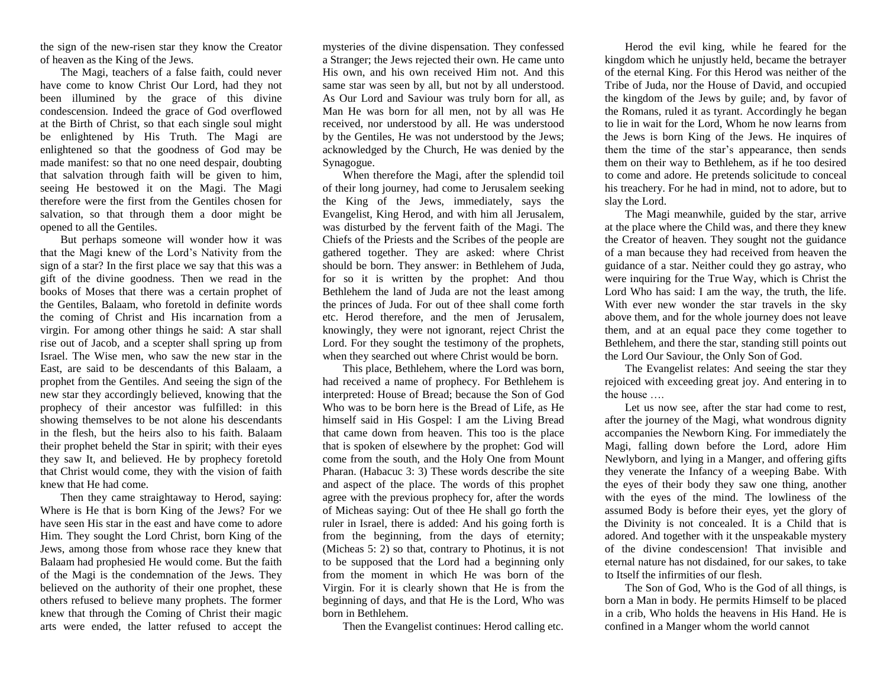the sign of the new-risen star they know the Creator of heaven as the King of the Jews.

The Magi, teachers of a false faith, could never have come to know Christ Our Lord, had they not been illumined by the grace of this divine condescension. Indeed the grace of God overflowed at the Birth of Christ, so that each single soul might be enlightened by His Truth. The Magi are enlightened so that the goodness of God may be made manifest: so that no one need despair, doubting that salvation through faith will be given to him, seeing He bestowed it on the Magi. The Magi therefore were the first from the Gentiles chosen for salvation, so that through them a door might be opened to all the Gentiles.

But perhaps someone will wonder how it was that the Magi knew of the Lord's Nativity from the sign of a star? In the first place we say that this was a gift of the divine goodness. Then we read in the books of Moses that there was a certain prophet of the Gentiles, Balaam, who foretold in definite words the coming of Christ and His incarnation from a virgin. For among other things he said: A star shall rise out of Jacob, and a scepter shall spring up from Israel. The Wise men, who saw the new star in the East, are said to be descendants of this Balaam, a prophet from the Gentiles. And seeing the sign of the new star they accordingly believed, knowing that the prophecy of their ancestor was fulfilled: in this showing themselves to be not alone his descendants in the flesh, but the heirs also to his faith. Balaam their prophet beheld the Star in spirit; with their eyes they saw It, and believed. He by prophecy foretold that Christ would come, they with the vision of faith knew that He had come.

Then they came straightaway to Herod, saying: Where is He that is born King of the Jews? For we have seen His star in the east and have come to adore Him. They sought the Lord Christ, born King of the Jews, among those from whose race they knew that Balaam had prophesied He would come. But the faith of the Magi is the condemnation of the Jews. They believed on the authority of their one prophet, these others refused to believe many prophets. The former knew that through the Coming of Christ their magic arts were ended, the latter refused to accept the mysteries of the divine dispensation. They confessed a Stranger; the Jews rejected their own. He came unto His own, and his own received Him not. And this same star was seen by all, but not by all understood. As Our Lord and Saviour was truly born for all, as Man He was born for all men, not by all was He received, nor understood by all. He was understood by the Gentiles, He was not understood by the Jews; acknowledged by the Church, He was denied by the Synagogue.

When therefore the Magi, after the splendid toil of their long journey, had come to Jerusalem seeking the King of the Jews, immediately, says the Evangelist, King Herod, and with him all Jerusalem, was disturbed by the fervent faith of the Magi. The Chiefs of the Priests and the Scribes of the people are gathered together. They are asked: where Christ should be born. They answer: in Bethlehem of Juda, for so it is written by the prophet: And thou Bethlehem the land of Juda are not the least among the princes of Juda. For out of thee shall come forth etc. Herod therefore, and the men of Jerusalem, knowingly, they were not ignorant, reject Christ the Lord. For they sought the testimony of the prophets, when they searched out where Christ would be born.

This place, Bethlehem, where the Lord was born, had received a name of prophecy. For Bethlehem is interpreted: House of Bread; because the Son of God Who was to be born here is the Bread of Life, as He himself said in His Gospel: I am the Living Bread that came down from heaven. This too is the place that is spoken of elsewhere by the prophet: God will come from the south, and the Holy One from Mount Pharan. (Habacuc 3: 3) These words describe the site and aspect of the place. The words of this prophet agree with the previous prophecy for, after the words of Micheas saying: Out of thee He shall go forth the ruler in Israel, there is added: And his going forth is from the beginning, from the days of eternity; (Micheas 5: 2) so that, contrary to Photinus, it is not to be supposed that the Lord had a beginning only from the moment in which He was born of the Virgin. For it is clearly shown that He is from the beginning of days, and that He is the Lord, Who was born in Bethlehem.

Then the Evangelist continues: Herod calling etc.

Herod the evil king, while he feared for the kingdom which he unjustly held, became the betrayer of the eternal King. For this Herod was neither of the Tribe of Juda, nor the House of David, and occupied the kingdom of the Jews by guile; and, by favor of the Romans, ruled it as tyrant. Accordingly he began to lie in wait for the Lord, Whom he now learns from the Jews is born King of the Jews. He inquires of them the time of the star's appearance, then sends them on their way to Bethlehem, as if he too desired to come and adore. He pretends solicitude to conceal his treachery. For he had in mind, not to adore, but to slay the Lord.

The Magi meanwhile, guided by the star, arrive at the place where the Child was, and there they knew the Creator of heaven. They sought not the guidance of a man because they had received from heaven the guidance of a star. Neither could they go astray, who were inquiring for the True Way, which is Christ the Lord Who has said: I am the way, the truth, the life. With ever new wonder the star travels in the sky above them, and for the whole journey does not leave them, and at an equal pace they come together to Bethlehem, and there the star, standing still points out the Lord Our Saviour, the Only Son of God.

The Evangelist relates: And seeing the star they rejoiced with exceeding great joy. And entering in to the house ….

Let us now see, after the star had come to rest, after the journey of the Magi, what wondrous dignity accompanies the Newborn King. For immediately the Magi, falling down before the Lord, adore Him Newlyborn, and lying in a Manger, and offering gifts they venerate the Infancy of a weeping Babe. With the eyes of their body they saw one thing, another with the eyes of the mind. The lowliness of the assumed Body is before their eyes, yet the glory of the Divinity is not concealed. It is a Child that is adored. And together with it the unspeakable mystery of the divine condescension! That invisible and eternal nature has not disdained, for our sakes, to take to Itself the infirmities of our flesh.

The Son of God, Who is the God of all things, is born a Man in body. He permits Himself to be placed in a crib, Who holds the heavens in His Hand. He is confined in a Manger whom the world cannot